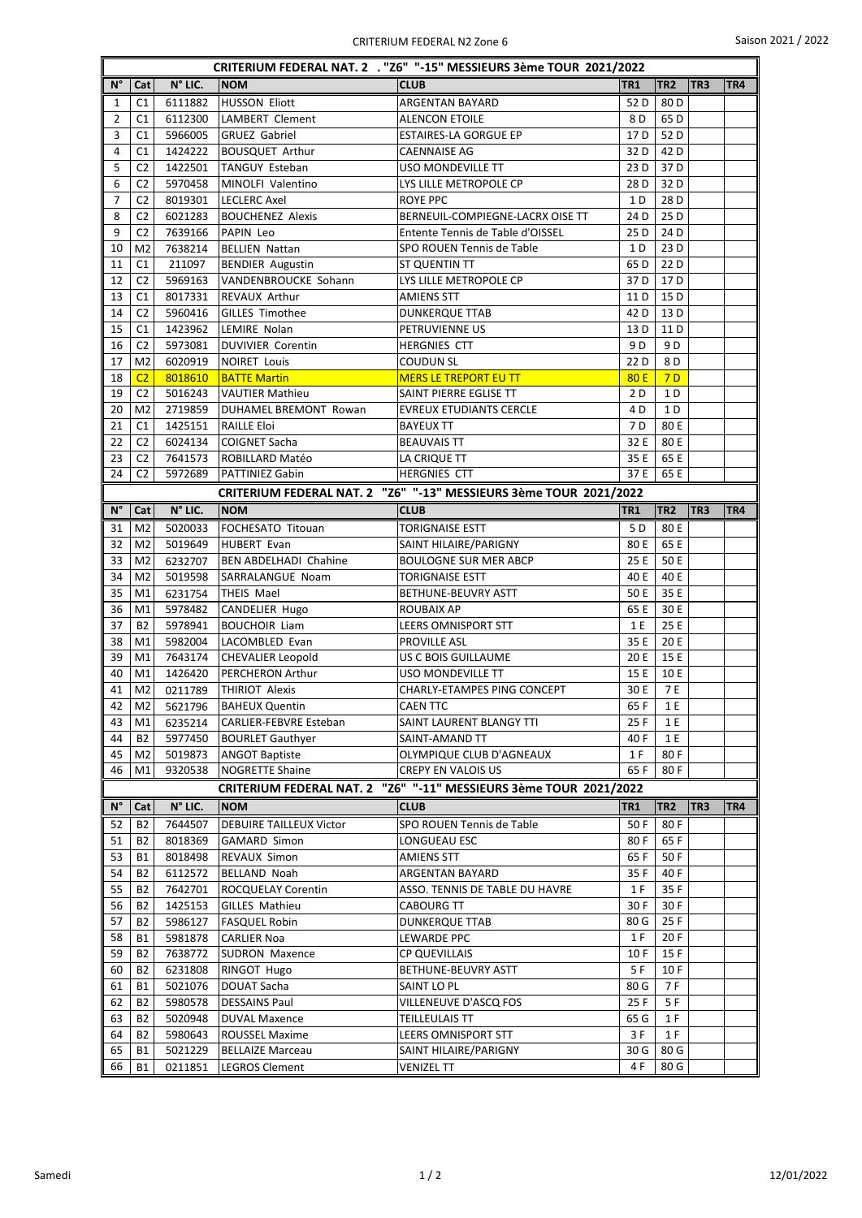# CRITERIUM FEDERAL NAT. 2 . "Z6" "-15" MESSIEURS 3ème TOUR 2021/2022

| N° | Cat | N° LIC. | NOM | CLUB | TR1 | TR2 | TR3 | TR4 |
|---|---|---|---|---|---|---|---|---|
| 1 | C1 | 6111882 | HUSSON Eliott | ARGENTAN BAYARD | 52 D | 80 D | | |
| 2 | C1 | 6112300 | LAMBERT Clement | ALENCON ETOILE | 8 D | 65 D | | |
| 3 | C1 | 5966005 | GRUEZ Gabriel | ESTAIRES-LA GORGUE EP | 17 D | 52 D | | |
| 4 | C1 | 1424222 | BOUSQUET Arthur | CAENNAISE AG | 32 D | 42 D | | |
| 5 | C2 | 1422501 | TANGUY Esteban | USO MONDEVILLE TT | 23 D | 37 D | | |
| 6 | C2 | 5970458 | MINOLFI Valentino | LYS LILLE METROPOLE CP | 28 D | 32 D | | |
| 7 | C2 | 8019301 | LECLERC Axel | ROYE PPC | 1 D | 28 D | | |
| 8 | C2 | 6021283 | BOUCHENEZ Alexis | BERNEUIL-COMPIEGNE-LACRX OISE TT | 24 D | 25 D | | |
| 9 | C2 | 7639166 | PAPIN Leo | Entente Tennis de Table d'OISSEL | 25 D | 24 D | | |
| 10 | M2 | 7638214 | BELLIEN Nattan | SPO ROUEN Tennis de Table | 1 D | 23 D | | |
| 11 | C1 | 211097 | BENDIER Augustin | ST QUENTIN TT | 65 D | 22 D | | |
| 12 | C2 | 5969163 | VANDENBROUCKE Sohann | LYS LILLE METROPOLE CP | 37 D | 17 D | | |
| 13 | C1 | 8017331 | REVAUX Arthur | AMIENS STT | 11 D | 15 D | | |
| 14 | C2 | 5960416 | GILLES Timothee | DUNKERQUE TTAB | 42 D | 13 D | | |
| 15 | C1 | 1423962 | LEMIRE Nolan | PETRUVIENNE US | 13 D | 11 D | | |
| 16 | C2 | 5973081 | DUVIVIER Corentin | HERGNIES CTT | 9 D | 9 D | | |
| 17 | M2 | 6020919 | NOIRET Louis | COUDUN SL | 22 D | 8 D | | |
| 18 | C2 | 8018610 | BATTE Martin | MERS LE TREPORT EU TT | 80 E | 7 D | | |
| 19 | C2 | 5016243 | VAUTIER Mathieu | SAINT PIERRE EGLISE TT | 2 D | 1 D | | |
| 20 | M2 | 2719859 | DUHAMEL BREMONT Rowan | EVREUX ETUDIANTS CERCLE | 4 D | 1 D | | |
| 21 | C1 | 1425151 | RAILLE Eloi | BAYEUX TT | 7 D | 80 E | | |
| 22 | C2 | 6024134 | COIGNET Sacha | BEAUVAIS TT | 32 E | 80 E | | |
| 23 | C2 | 7641573 | ROBILLARD Matéo | LA CRIQUE TT | 35 E | 65 E | | |
| 24 | C2 | 5972689 | PATTINIEZ Gabin | HERGNIES CTT | 37 E | 65 E | | |

# CRITERIUM FEDERAL NAT. 2 "Z6" "-13" MESSIEURS 3ème TOUR 2021/2022

| N° | Cat | N° LIC. | NOM | CLUB | TR1 | TR2 | TR3 | TR4 |
|---|---|---|---|---|---|---|---|---|
| 31 | M2 | 5020033 | FOCHESATO Titouan | TORIGNAISE ESTT | 5 D | 80 E | | |
| 32 | M2 | 5019649 | HUBERT Evan | SAINT HILAIRE/PARIGNY | 80 E | 65 E | | |
| 33 | M2 | 6232707 | BEN ABDELHADI Chahine | BOULOGNE SUR MER ABCP | 25 E | 50 E | | |
| 34 | M2 | 5019598 | SARRALANGUE Noam | TORIGNAISE ESTT | 40 E | 40 E | | |
| 35 | M1 | 6231754 | THEIS Mael | BETHUNE-BEUVRY ASTT | 50 E | 35 E | | |
| 36 | M1 | 5978482 | CANDELIER Hugo | ROUBAIX AP | 65 E | 30 E | | |
| 37 | B2 | 5978941 | BOUCHOIR Liam | LEERS OMNISPORT STT | 1 E | 25 E | | |
| 38 | M1 | 5982004 | LACOMBLED Evan | PROVILLE ASL | 35 E | 20 E | | |
| 39 | M1 | 7643174 | CHEVALIER Leopold | US C BOIS GUILLAUME | 20 E | 15 E | | |
| 40 | M1 | 1426420 | PERCHERON Arthur | USO MONDEVILLE TT | 15 E | 10 E | | |
| 41 | M2 | 0211789 | THIRIOT Alexis | CHARLY-ETAMPES PING CONCEPT | 30 E | 7 E | | |
| 42 | M2 | 5621796 | BAHEUX Quentin | CAEN TTC | 65 F | 1 E | | |
| 43 | M1 | 6235214 | CARLIER-FEBVRE Esteban | SAINT LAURENT BLANGY TTI | 25 F | 1 E | | |
| 44 | B2 | 5977450 | BOURLET Gauthyer | SAINT-AMAND TT | 40 F | 1 E | | |
| 45 | M2 | 5019873 | ANGOT Baptiste | OLYMPIQUE CLUB D'AGNEAUX | 1 F | 80 F | | |
| 46 | M1 | 9320538 | NOGRETTE Shaine | CREPY EN VALOIS US | 65 F | 80 F | | |

# CRITERIUM FEDERAL NAT. 2 "Z6" "-11" MESSIEURS 3ème TOUR 2021/2022

| N° | Cat | N° LIC. | NOM | CLUB | TR1 | TR2 | TR3 | TR4 |
|---|---|---|---|---|---|---|---|---|
| 52 | B2 | 7644507 | DEBUIRE TAILLEUX Victor | SPO ROUEN Tennis de Table | 50 F | 80 F | | |
| 51 | B2 | 8018369 | GAMARD Simon | LONGUEAU ESC | 80 F | 65 F | | |
| 53 | B1 | 8018498 | REVAUX Simon | AMIENS STT | 65 F | 50 F | | |
| 54 | B2 | 6112572 | BELLAND Noah | ARGENTAN BAYARD | 35 F | 40 F | | |
| 55 | B2 | 7642701 | ROCQUELAY Corentin | ASSO. TENNIS DE TABLE DU HAVRE | 1 F | 35 F | | |
| 56 | B2 | 1425153 | GILLES Mathieu | CABOURG TT | 30 F | 30 F | | |
| 57 | B2 | 5986127 | FASQUEL Robin | DUNKERQUE TTAB | 80 G | 25 F | | |
| 58 | B1 | 5981878 | CARLIER Noa | LEWARDE PPC | 1 F | 20 F | | |
| 59 | B2 | 7638772 | SUDRON Maxence | CP QUEVILLAIS | 10 F | 15 F | | |
| 60 | B2 | 6231808 | RINGOT Hugo | BETHUNE-BEUVRY ASTT | 5 F | 10 F | | |
| 61 | B1 | 5021076 | DOUAT Sacha | SAINT LO PL | 80 G | 7 F | | |
| 62 | B2 | 5980578 | DESSAINS Paul | VILLENEUVE D'ASCQ FOS | 25 F | 5 F | | |
| 63 | B2 | 5020948 | DUVAL Maxence | TEILLEULAIS TT | 65 G | 1 F | | |
| 64 | B2 | 5980643 | ROUSSEL Maxime | LEERS OMNISPORT STT | 3 F | 1 F | | |
| 65 | B1 | 5021229 | BELLAIZE Marceau | SAINT HILAIRE/PARIGNY | 30 G | 80 G | | |
| 66 | B1 | 0211851 | LEGROS Clement | VENIZEL TT | 4 F | 80 G | | |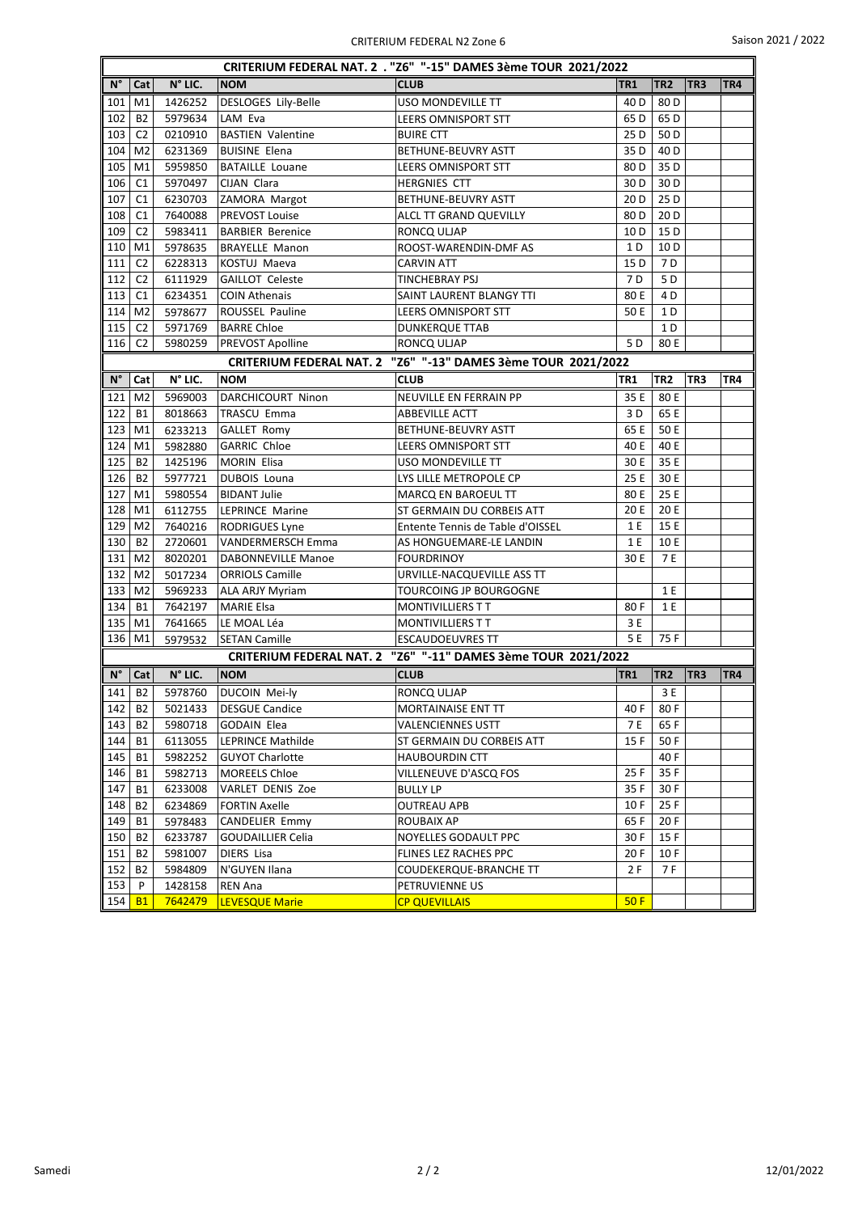| CRITERIUM FEDERAL NAT. 2 . "Z6" "-15" DAMES 3ème TOUR 2021/2022 | | | | | | | | |
|---|---|---|---|---|---|---|---|---|
| N° | Cat | N° LIC. | NOM | CLUB | TR1 | TR2 | TR3 | TR4 |
| 101 | M1 | 1426252 | DESLOGES Lily-Belle | USO MONDEVILLE TT | 40 D | 80 D | | |
| 102 | B2 | 5979634 | LAM Eva | LEERS OMNISPORT STT | 65 D | 65 D | | |
| 103 | C2 | 0210910 | BASTIEN Valentine | BUIRE CTT | 25 D | 50 D | | |
| 104 | M2 | 6231369 | BUISINE Elena | BETHUNE-BEUVRY ASTT | 35 D | 40 D | | |
| 105 | M1 | 5959850 | BATAILLE Louane | LEERS OMNISPORT STT | 80 D | 35 D | | |
| 106 | C1 | 5970497 | CIJAN Clara | HERGNIES CTT | 30 D | 30 D | | |
| 107 | C1 | 6230703 | ZAMORA Margot | BETHUNE-BEUVRY ASTT | 20 D | 25 D | | |
| 108 | C1 | 7640088 | PREVOST Louise | ALCL TT GRAND QUEVILLY | 80 D | 20 D | | |
| 109 | C2 | 5983411 | BARBIER Berenice | RONCQ ULJAP | 10 D | 15 D | | |
| 110 | M1 | 5978635 | BRAYELLE Manon | ROOST-WARENDIN-DMF AS | 1 D | 10 D | | |
| 111 | C2 | 6228313 | KOSTUJ Maeva | CARVIN ATT | 15 D | 7 D | | |
| 112 | C2 | 6111929 | GAILLOT Celeste | TINCHEBRAY PSJ | 7 D | 5 D | | |
| 113 | C1 | 6234351 | COIN Athenais | SAINT LAURENT BLANGY TTI | 80 E | 4 D | | |
| 114 | M2 | 5978677 | ROUSSEL Pauline | LEERS OMNISPORT STT | 50 E | 1 D | | |
| 115 | C2 | 5971769 | BARRE Chloe | DUNKERQUE TTAB | | 1 D | | |
| 116 | C2 | 5980259 | PREVOST Apolline | RONCQ ULJAP | 5 D | 80 E | | |

| CRITERIUM FEDERAL NAT. 2 "Z6" "-13" DAMES 3ème TOUR 2021/2022 | | | | | | | | |
|---|---|---|---|---|---|---|---|---|
| N° | Cat | N° LIC. | NOM | CLUB | TR1 | TR2 | TR3 | TR4 |
| 121 | M2 | 5969003 | DARCHICOURT Ninon | NEUVILLE EN FERRAIN PP | 35 E | 80 E | | |
| 122 | B1 | 8018663 | TRASCU Emma | ABBEVILLE ACTT | 3 D | 65 E | | |
| 123 | M1 | 6233213 | GALLET Romy | BETHUNE-BEUVRY ASTT | 65 E | 50 E | | |
| 124 | M1 | 5982880 | GARRIC Chloe | LEERS OMNISPORT STT | 40 E | 40 E | | |
| 125 | B2 | 1425196 | MORIN Elisa | USO MONDEVILLE TT | 30 E | 35 E | | |
| 126 | B2 | 5977721 | DUBOIS Louna | LYS LILLE METROPOLE CP | 25 E | 30 E | | |
| 127 | M1 | 5980554 | BIDANT Julie | MARCQ EN BAROEUL TT | 80 E | 25 E | | |
| 128 | M1 | 6112755 | LEPRINCE Marine | ST GERMAIN DU CORBEIS ATT | 20 E | 20 E | | |
| 129 | M2 | 7640216 | RODRIGUES Lyne | Entente Tennis de Table d'OISSEL | 1 E | 15 E | | |
| 130 | B2 | 2720601 | VANDERMERSCH Emma | AS HONGUEMARE-LE LANDIN | 1 E | 10 E | | |
| 131 | M2 | 8020201 | DABONNEVILLE Manoe | FOURDRINOY | 30 E | 7 E | | |
| 132 | M2 | 5017234 | ORRIOLS Camille | URVILLE-NACQUEVILLE ASS TT | | | | |
| 133 | M2 | 5969233 | ALA ARJY Myriam | TOURCOING JP BOURGOGNE | | 1 E | | |
| 134 | B1 | 7642197 | MARIE Elsa | MONTIVILLIERS T T | 80 F | 1 E | | |
| 135 | M1 | 7641665 | LE MOAL Léa | MONTIVILLIERS T T | 3 E | | | |
| 136 | M1 | 5979532 | SETAN Camille | ESCAUDOEUVRES TT | 5 E | 75 F | | |

| CRITERIUM FEDERAL NAT. 2 "Z6" "-11" DAMES 3ème TOUR 2021/2022 | | | | | | | | |
|---|---|---|---|---|---|---|---|---|
| N° | Cat | N° LIC. | NOM | CLUB | TR1 | TR2 | TR3 | TR4 |
| 141 | B2 | 5978760 | DUCOIN Mei-ly | RONCQ ULJAP | | 3 E | | |
| 142 | B2 | 5021433 | DESGUE Candice | MORTAINAISE ENT TT | 40 F | 80 F | | |
| 143 | B2 | 5980718 | GODAIN Elea | VALENCIENNES USTT | 7 E | 65 F | | |
| 144 | B1 | 6113055 | LEPRINCE Mathilde | ST GERMAIN DU CORBEIS ATT | 15 F | 50 F | | |
| 145 | B1 | 5982252 | GUYOT Charlotte | HAUBOURDIN CTT | | 40 F | | |
| 146 | B1 | 5982713 | MOREELS Chloe | VILLENEUVE D'ASCQ FOS | 25 F | 35 F | | |
| 147 | B1 | 6233008 | VARLET DENIS Zoe | BULLY LP | 35 F | 30 F | | |
| 148 | B2 | 6234869 | FORTIN Axelle | OUTREAU APB | 10 F | 25 F | | |
| 149 | B1 | 5978483 | CANDELIER Emmy | ROUBAIX AP | 65 F | 20 F | | |
| 150 | B2 | 6233787 | GOUDAILLIER Celia | NOYELLES GODAULT PPC | 30 F | 15 F | | |
| 151 | B2 | 5981007 | DIERS Lisa | FLINES LEZ RACHES PPC | 20 F | 10 F | | |
| 152 | B2 | 5984809 | N'GUYEN Ilana | COUDEKERQUE-BRANCHE TT | 2 F | 7 F | | |
| 153 | P | 1428158 | REN Ana | PETRUVIENNE US | | | | |
| 154 | B1 | 7642479 | LEVESQUE Marie | CP QUEVILLAIS | 50 F | | | |